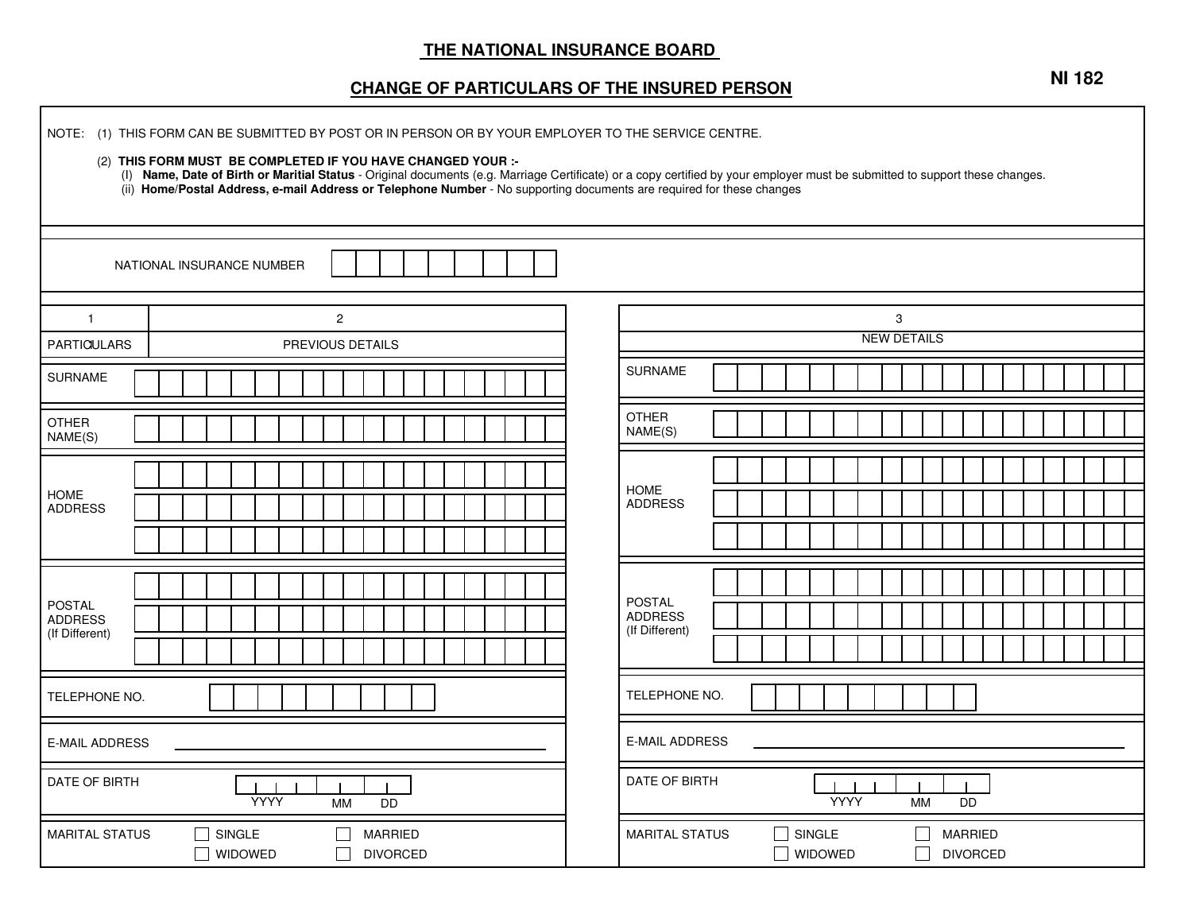# THE NATIONAL INSURANCE BOARD

## CHANGE OF PARTICULARS OF THE INSURED PERSON

**NI 182**

NOTE: (1) THIS FORM CAN BE SUBMITTED BY POST OR IN PERSON OR BY YOUR EMPLOYER TO THE SERVICE CENTRE.

(2) **THIS FORM MUST BE COMPLETED IF YOU HAVE CHANGED YOUR :-**

(I) **Name, Date of Birth or Marital Status** - Original documents (e.g. Marriage Certificate) or a copy certified by your employer must be submitted to support these changes.

(ii) **Home/Postal Address, e-mail Address or Telephone Number** - No supporting documents are required for these changes

NATIONAL INSURANCE NUMBER | | | | | | | | | |

| 1 | 2 | 3 |
|---|---|---|
| PARTICULARS | PREVIOUS DETAILS | NEW DETAILS |
| SURNAME | | |
| OTHER NAME(S) | | |
| HOME ADDRESS | | |
| POSTAL ADDRESS (If Different) | | |
| TELEPHONE NO. | | |
| E-MAIL ADDRESS | | |
| DATE OF BIRTH | YYYY MM DD | YYYY MM DD |
| MARITAL STATUS | ☐ SINGLE ☐ MARRIED ☐ WIDOWED ☐ DIVORCED | ☐ SINGLE ☐ MARRIED ☐ WIDOWED ☐ DIVORCED |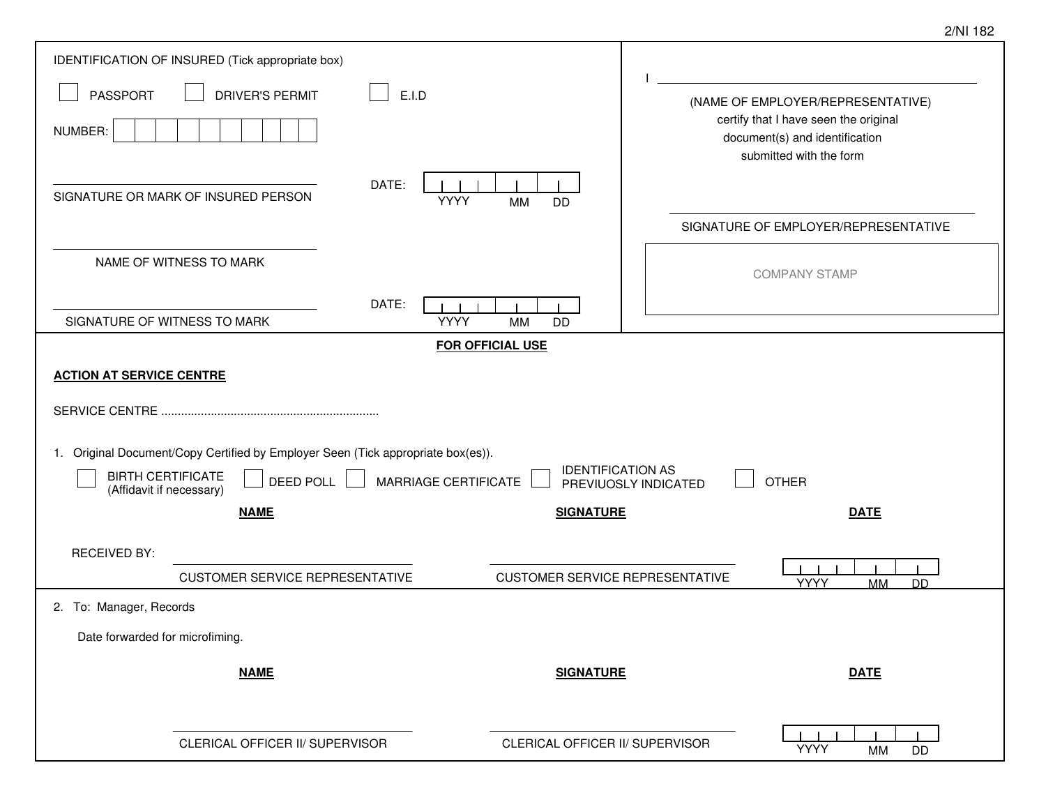2/NI 182

IDENTIFICATION OF INSURED (Tick appropriate box)

☐ PASSPORT ☐ DRIVER'S PERMIT ☐ E.I.D

NUMBER: ☐☐☐☐☐☐☐☐☐☐

_______________________________
SIGNATURE OR MARK OF INSURED PERSON

DATE: ____ YYYY __ MM __ DD

_______________________________
NAME OF WITNESS TO MARK

_______________________________
SIGNATURE OF WITNESS TO MARK

DATE: ____ YYYY __ MM __ DD

I _______________________________
(NAME OF EMPLOYER/REPRESENTATIVE)
certify that I have seen the original document(s) and identification submitted with the form

_______________________________
SIGNATURE OF EMPLOYER/REPRESENTATIVE

COMPANY STAMP

**FOR OFFICIAL USE**

**ACTION AT SERVICE CENTRE**

SERVICE CENTRE .................................................................

1. Original Document/Copy Certified by Employer Seen (Tick appropriate box(es)).

☐ BIRTH CERTIFICATE (Affidavit if necessary) ☐ DEED POLL ☐ MARRIAGE CERTIFICATE ☐ IDENTIFICATION AS PREVIUOSLY INDICATED ☐ OTHER

| | **NAME** | **SIGNATURE** | **DATE** |
|---|---|---|---|
| RECEIVED BY: | CUSTOMER SERVICE REPRESENTATIVE | CUSTOMER SERVICE REPRESENTATIVE | YYYY MM DD |

2. To: Manager, Records

Date forwarded for microfiming.

| **NAME** | **SIGNATURE** | **DATE** |
|---|---|---|
| CLERICAL OFFICER II/ SUPERVISOR | CLERICAL OFFICER II/ SUPERVISOR | YYYY MM DD |